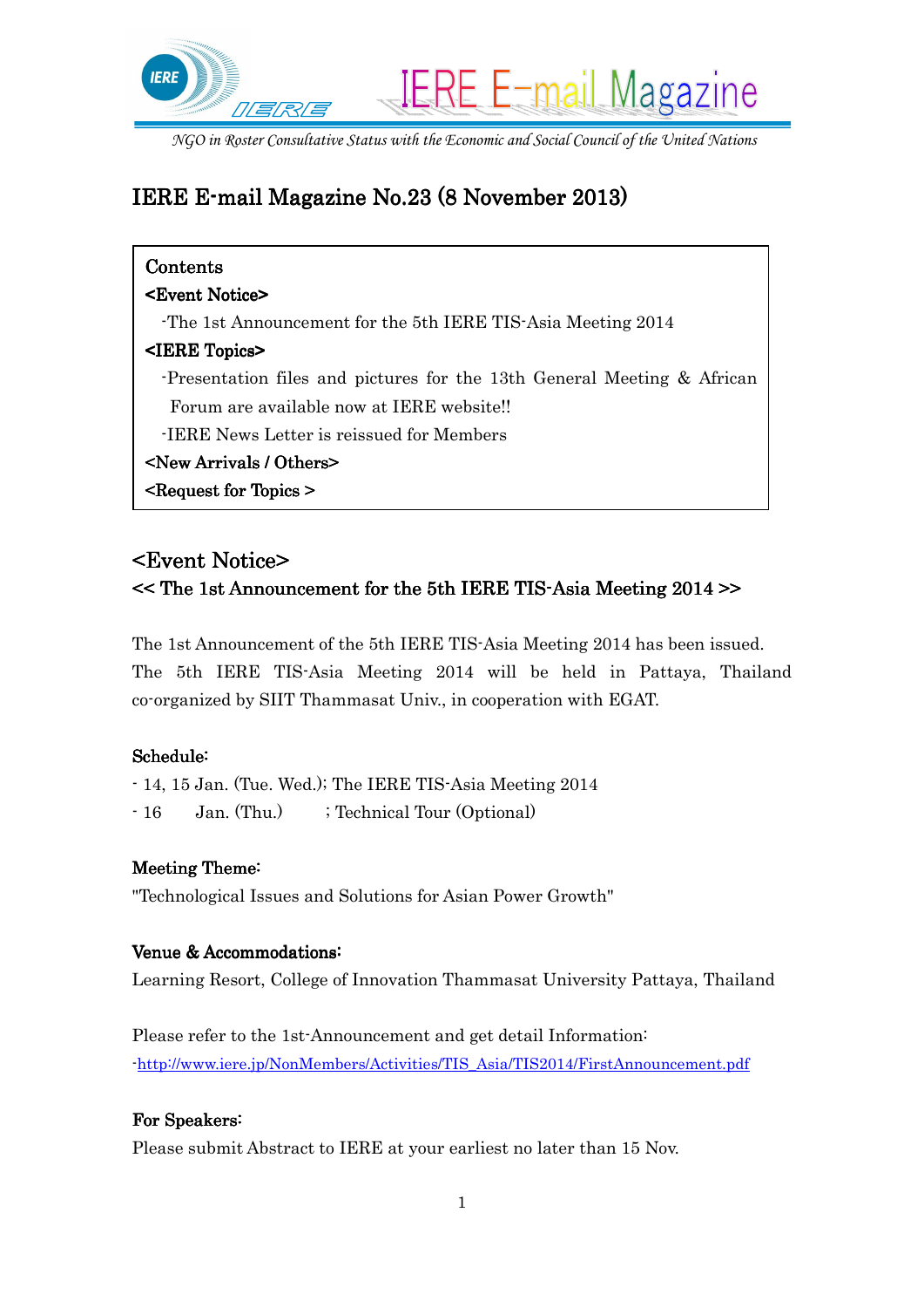IERE E-mail Magazine

*NGO in Roster Consultative Status with the Economic and Social Council of the United Nations*

# IERE E-mail Magazine No.23 (8 November 2013)

**Contents**

**<Event Notice>**

-The 1st Announcement for the 5th IERE TIS-Asia Meeting 2014

**<IERE Topics>**

-Presentation files and pictures for the 13th General Meeting & African Forum are available now at IERE website!!

-IERE News Letter is reissued for Members

**<New Arrivals / Others>**

**<Request for Topics >**

## <Event Notice>

### << The 1st Announcement for the 5th IERE TIS-Asia Meeting 2014 >>

The 1st Announcement of the 5th IERE TIS-Asia Meeting 2014 has been issued. The 5th IERE TIS-Asia Meeting 2014 will be held in Pattaya, Thailand co-organized by SIIT Thammasat Univ., in cooperation with EGAT.

**Schedule:**

- 14, 15 Jan. (Tue. Wed.); The IERE TIS-Asia Meeting 2014
- 16 Jan. (Thu.) ; Technical Tour (Optional)

**Meeting Theme:**

"Technological Issues and Solutions for Asian Power Growth"

**Venue & Accommodations:**

Learning Resort, College of Innovation Thammasat University Pattaya, Thailand

Please refer to the 1st-Announcement and get detail Information:

-http://www.iere.jp/NonMembers/Activities/TIS_Asia/TIS2014/FirstAnnouncement.pdf

**For Speakers:**

Please submit Abstract to IERE at your earliest no later than 15 Nov.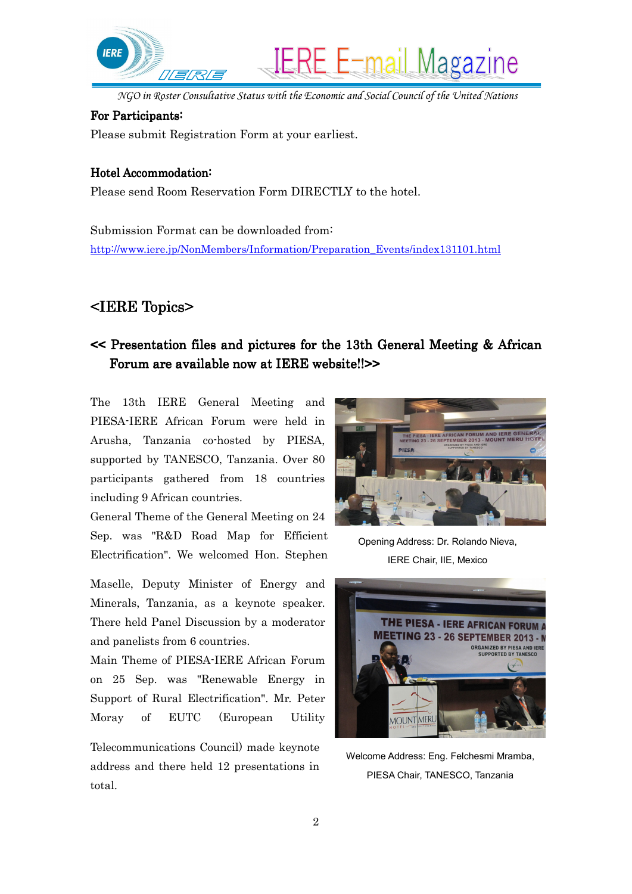**For Participants:**

Please submit Registration Form at your earliest.

**Hotel Accommodation:**

Please send Room Reservation Form DIRECTLY to the hotel.

Submission Format can be downloaded from:
http://www.iere.jp/NonMembers/Information/Preparation_Events/index131101.html

## <IERE Topics>

### << Presentation files and pictures for the 13th General Meeting & African Forum are available now at IERE website!!>>

The 13th IERE General Meeting and PIESA-IERE African Forum were held in Arusha, Tanzania co-hosted by PIESA, supported by TANESCO, Tanzania. Over 80 participants gathered from 18 countries including 9 African countries.

General Theme of the General Meeting on 24 Sep. was "R&D Road Map for Efficient Electrification". We welcomed Hon. Stephen Maselle, Deputy Minister of Energy and Minerals, Tanzania, as a keynote speaker. There held Panel Discussion by a moderator and panelists from 6 countries.

Main Theme of PIESA-IERE African Forum on 25 Sep. was "Renewable Energy in Support of Rural Electrification". Mr. Peter Moray of EUTC (European Utility Telecommunications Council) made keynote address and there held 12 presentations in total.

Opening Address: Dr. Rolando Nieva, IERE Chair, IIE, Mexico

Welcome Address: Eng. Felchesmi Mramba, PIESA Chair, TANESCO, Tanzania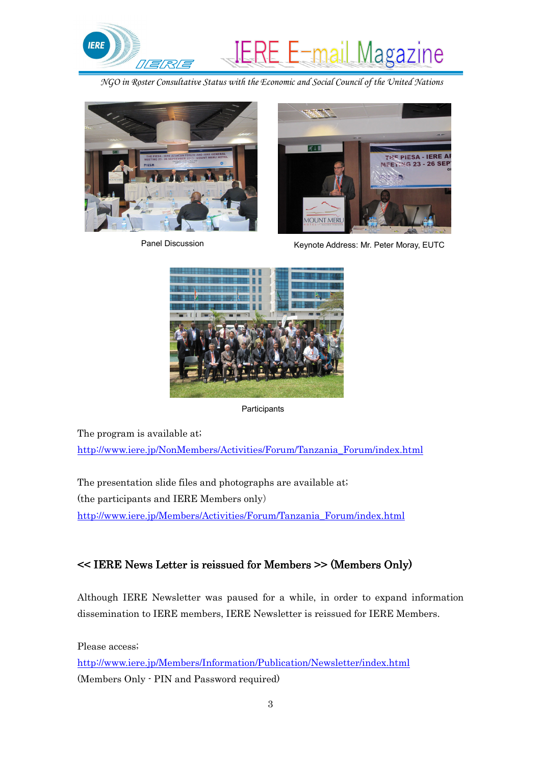Panel Discussion

Keynote Address: Mr. Peter Moray, EUTC

Participants

The program is available at;
http://www.iere.jp/NonMembers/Activities/Forum/Tanzania_Forum/index.html

The presentation slide files and photographs are available at;
(the participants and IERE Members only)
http://www.iere.jp/Members/Activities/Forum/Tanzania_Forum/index.html

## << IERE News Letter is reissued for Members >> (Members Only)

Although IERE Newsletter was paused for a while, in order to expand information dissemination to IERE members, IERE Newsletter is reissued for IERE Members.

Please access;
http://www.iere.jp/Members/Information/Publication/Newsletter/index.html
(Members Only - PIN and Password required)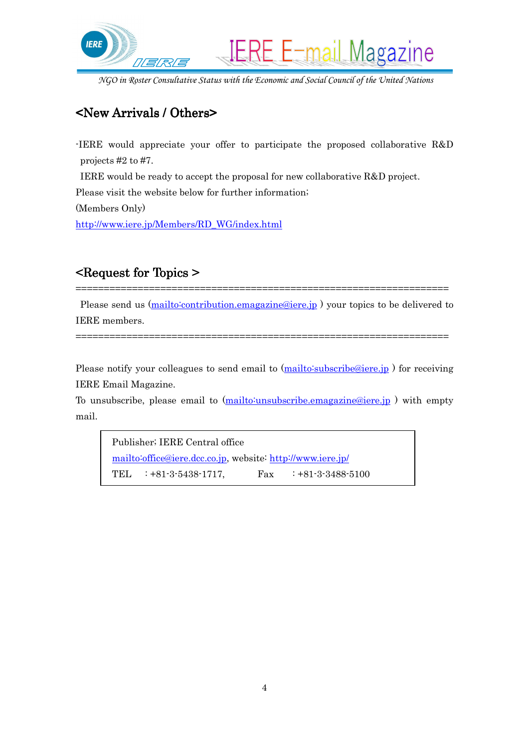## <New Arrivals / Others>

-IERE would appreciate your offer to participate the proposed collaborative R&D projects #2 to #7.

IERE would be ready to accept the proposal for new collaborative R&D project.

Please visit the website below for further information;

(Members Only)

http://www.iere.jp/Members/RD_WG/index.html

## <Request for Topics >

==================================================================

Please send us (mailto:contribution.emagazine@iere.jp ) your topics to be delivered to IERE members.

==================================================================

Please notify your colleagues to send email to (mailto:subscribe@iere.jp ) for receiving IERE Email Magazine.

To unsubscribe, please email to (mailto:unsubscribe.emagazine@iere.jp ) with empty mail.

| |
|---|
| Publisher; IERE Central office<br>mailto:office@iere.dcc.co.jp, website: http://www.iere.jp/<br>TEL : +81-3-5438-1717, Fax : +81-3-3488-5100 |